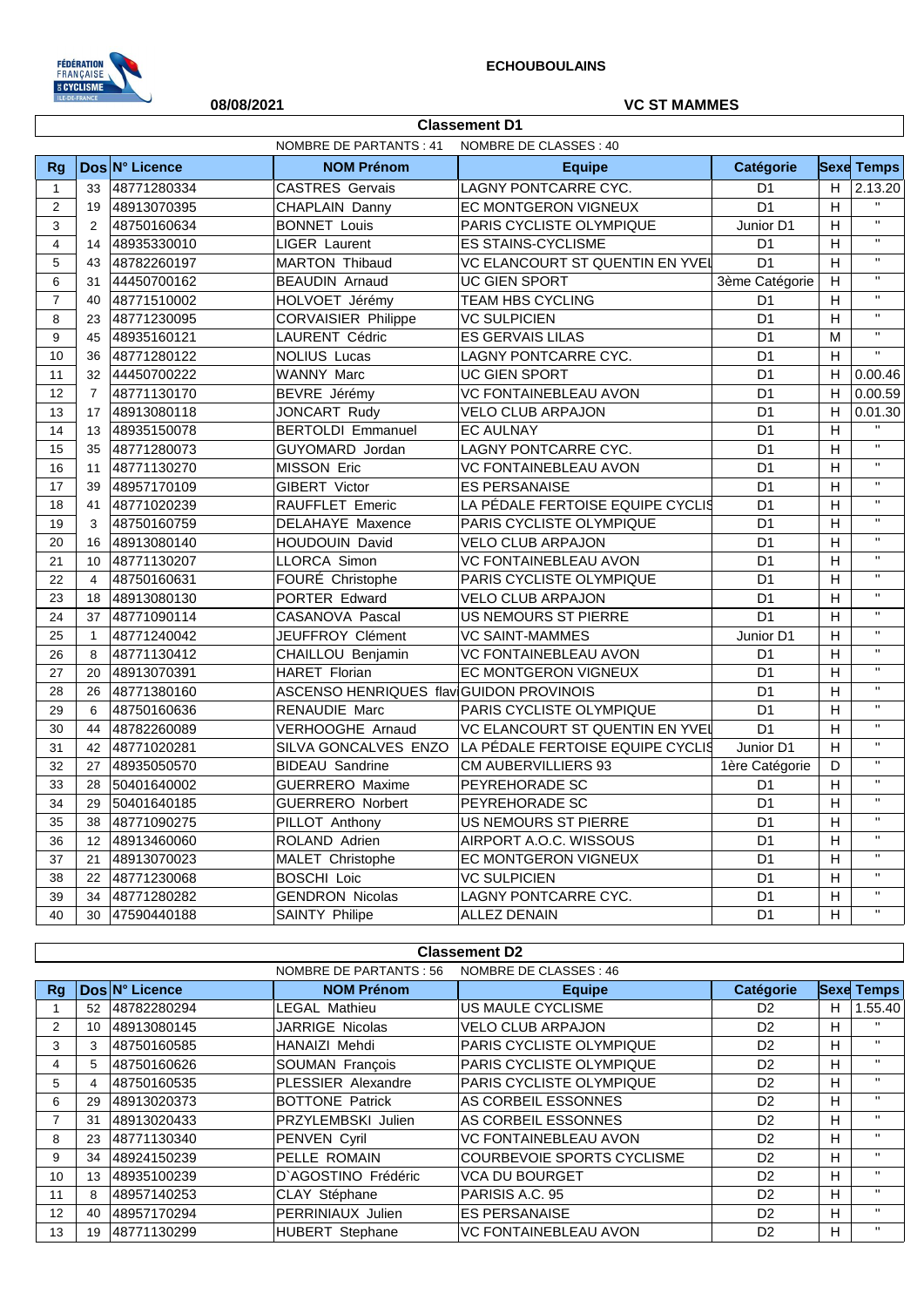ECHOUBOULAINS

08/08/2021

VC ST MAMMES

## Classement D1

NOMBRE DE PARTANTS : 41 NOMBRE DE CLASSES : 40

| Rg | Dos | N° Licence | NOM Prénom | Equipe | Catégorie | Sexe | Temps |
|---|---|---|---|---|---|---|---|
| 1 | 33 | 48771280334 | CASTRES Gervais | LAGNY PONTCARRE CYC. | D1 | H | 2.13.20 |
| 2 | 19 | 48913070395 | CHAPLAIN Danny | EC MONTGERON VIGNEUX | D1 | H | " |
| 3 | 2 | 48750160634 | BONNET Louis | PARIS CYCLISTE OLYMPIQUE | Junior D1 | H | " |
| 4 | 14 | 48935330010 | LIGER Laurent | ES STAINS-CYCLISME | D1 | H | " |
| 5 | 43 | 48782260197 | MARTON Thibaud | VC ELANCOURT ST QUENTIN EN YVEL | D1 | H | " |
| 6 | 31 | 44450700162 | BEAUDIN Arnaud | UC GIEN SPORT | 3ème Catégorie | H | " |
| 7 | 40 | 48771510002 | HOLVOET Jérémy | TEAM HBS CYCLING | D1 | H | " |
| 8 | 23 | 48771230095 | CORVAISIER Philippe | VC SULPICIEN | D1 | H | " |
| 9 | 45 | 48935160121 | LAURENT Cédric | ES GERVAIS LILAS | D1 | M | " |
| 10 | 36 | 48771280122 | NOLIUS Lucas | LAGNY PONTCARRE CYC. | D1 | H | " |
| 11 | 32 | 44450700222 | WANNY Marc | UC GIEN SPORT | D1 | H | 0.00.46 |
| 12 | 7 | 48771130170 | BEVRE Jérémy | VC FONTAINEBLEAU AVON | D1 | H | 0.00.59 |
| 13 | 17 | 48913080118 | JONCART Rudy | VELO CLUB ARPAJON | D1 | H | 0.01.30 |
| 14 | 13 | 48935150078 | BERTOLDI Emmanuel | EC AULNAY | D1 | H | " |
| 15 | 35 | 48771280073 | GUYOMARD Jordan | LAGNY PONTCARRE CYC. | D1 | H | " |
| 16 | 11 | 48771130270 | MISSON Eric | VC FONTAINEBLEAU AVON | D1 | H | " |
| 17 | 39 | 48957170109 | GIBERT Victor | ES PERSANAISE | D1 | H | " |
| 18 | 41 | 48771020239 | RAUFFLET Emeric | LA PÉDALE FERTOISE EQUIPE CYCLIS | D1 | H | " |
| 19 | 3 | 48750160759 | DELAHAYE Maxence | PARIS CYCLISTE OLYMPIQUE | D1 | H | " |
| 20 | 16 | 48913080140 | HOUDOUIN David | VELO CLUB ARPAJON | D1 | H | " |
| 21 | 10 | 48771130207 | LLORCA Simon | VC FONTAINEBLEAU AVON | D1 | H | " |
| 22 | 4 | 48750160631 | FOURÉ Christophe | PARIS CYCLISTE OLYMPIQUE | D1 | H | " |
| 23 | 18 | 48913080130 | PORTER Edward | VELO CLUB ARPAJON | D1 | H | " |
| 24 | 37 | 48771090114 | CASANOVA Pascal | US NEMOURS ST PIERRE | D1 | H | " |
| 25 | 1 | 48771240042 | JEUFFROY Clément | VC SAINT-MAMMES | Junior D1 | H | " |
| 26 | 8 | 48771130412 | CHAILLOU Benjamin | VC FONTAINEBLEAU AVON | D1 | H | " |
| 27 | 20 | 48913070391 | HARET Florian | EC MONTGERON VIGNEUX | D1 | H | " |
| 28 | 26 | 48771380160 | ASCENSO HENRIQUES flav | GUIDON PROVINOIS | D1 | H | " |
| 29 | 6 | 48750160636 | RENAUDIE Marc | PARIS CYCLISTE OLYMPIQUE | D1 | H | " |
| 30 | 44 | 48782260089 | VERHOOGHE Arnaud | VC ELANCOURT ST QUENTIN EN YVEL | D1 | H | " |
| 31 | 42 | 48771020281 | SILVA GONCALVES ENZO | LA PÉDALE FERTOISE EQUIPE CYCLIS | Junior D1 | H | " |
| 32 | 27 | 48935050570 | BIDEAU Sandrine | CM AUBERVILLIERS 93 | 1ère Catégorie | D | " |
| 33 | 28 | 50401640002 | GUERRERO Maxime | PEYREHORADE SC | D1 | H | " |
| 34 | 29 | 50401640185 | GUERRERO Norbert | PEYREHORADE SC | D1 | H | " |
| 35 | 38 | 48771090275 | PILLOT Anthony | US NEMOURS ST PIERRE | D1 | H | " |
| 36 | 12 | 48913460060 | ROLAND Adrien | AIRPORT A.O.C. WISSOUS | D1 | H | " |
| 37 | 21 | 48913070023 | MALET Christophe | EC MONTGERON VIGNEUX | D1 | H | " |
| 38 | 22 | 48771230068 | BOSCHI Loic | VC SULPICIEN | D1 | H | " |
| 39 | 34 | 48771280282 | GENDRON Nicolas | LAGNY PONTCARRE CYC. | D1 | H | " |
| 40 | 30 | 47590440188 | SAINTY Philipe | ALLEZ DENAIN | D1 | H | " |

## Classement D2

NOMBRE DE PARTANTS : 56 NOMBRE DE CLASSES : 46

| Rg | Dos | N° Licence | NOM Prénom | Equipe | Catégorie | Sexe | Temps |
|---|---|---|---|---|---|---|---|
| 1 | 52 | 48782280294 | LEGAL Mathieu | US MAULE CYCLISME | D2 | H | 1.55.40 |
| 2 | 10 | 48913080145 | JARRIGE Nicolas | VELO CLUB ARPAJON | D2 | H | " |
| 3 | 3 | 48750160585 | HANAIZI Mehdi | PARIS CYCLISTE OLYMPIQUE | D2 | H | " |
| 4 | 5 | 48750160626 | SOUMAN François | PARIS CYCLISTE OLYMPIQUE | D2 | H | " |
| 5 | 4 | 48750160535 | PLESSIER Alexandre | PARIS CYCLISTE OLYMPIQUE | D2 | H | " |
| 6 | 29 | 48913020373 | BOTTONE Patrick | AS CORBEIL ESSONNES | D2 | H | " |
| 7 | 31 | 48913020433 | PRZYLEMBSKI Julien | AS CORBEIL ESSONNES | D2 | H | " |
| 8 | 23 | 48771130340 | PENVEN Cyril | VC FONTAINEBLEAU AVON | D2 | H | " |
| 9 | 34 | 48924150239 | PELLE ROMAIN | COURBEVOIE SPORTS CYCLISME | D2 | H | " |
| 10 | 13 | 48935100239 | D`AGOSTINO Frédéric | VCA DU BOURGET | D2 | H | " |
| 11 | 8 | 48957140253 | CLAY Stéphane | PARISIS A.C. 95 | D2 | H | " |
| 12 | 40 | 48957170294 | PERRINIAUX Julien | ES PERSANAISE | D2 | H | " |
| 13 | 19 | 48771130299 | HUBERT Stephane | VC FONTAINEBLEAU AVON | D2 | H | " |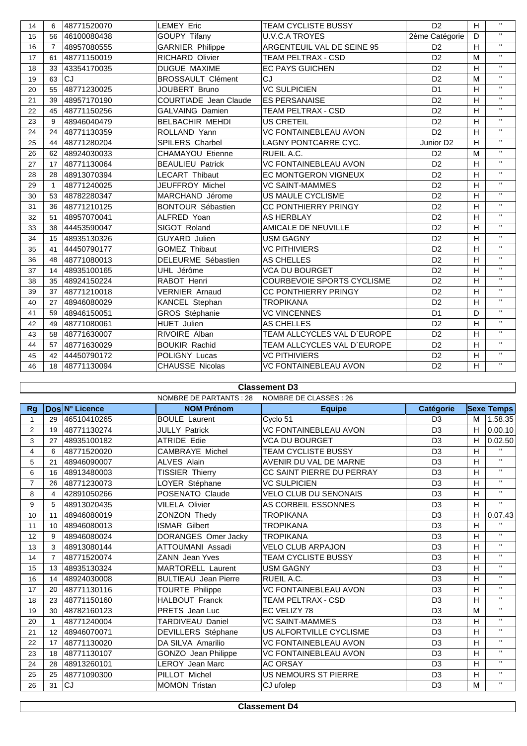| | | | | | | | |
|---|---|---|---|---|---|---|---|
| 14 | 6 | 48771520070 | LEMEY Eric | TEAM CYCLISTE BUSSY | D2 | H | " |
| 15 | 56 | 46100080438 | GOUPY Tifany | U.V.C.A TROYES | 2ème Catégorie | D | " |
| 16 | 7 | 48957080555 | GARNIER Philippe | ARGENTEUIL VAL DE SEINE 95 | D2 | H | " |
| 17 | 61 | 48771150019 | RICHARD Olivier | TEAM PELTRAX - CSD | D2 | M | " |
| 18 | 33 | 43354170035 | DUGUE MAXIME | EC PAYS GUICHEN | D2 | H | " |
| 19 | 63 | CJ | BROSSAULT Clément | CJ | D2 | M | " |
| 20 | 55 | 48771230025 | JOUBERT Bruno | VC SULPICIEN | D1 | H | " |
| 21 | 39 | 48957170190 | COURTIADE Jean Claude | ES PERSANAISE | D2 | H | " |
| 22 | 45 | 48771150256 | GALVAING Damien | TEAM PELTRAX - CSD | D2 | H | " |
| 23 | 9 | 48946040479 | BELBACHIR MEHDI | US CRETEIL | D2 | H | " |
| 24 | 24 | 48771130359 | ROLLAND Yann | VC FONTAINEBLEAU AVON | D2 | H | " |
| 25 | 44 | 48771280204 | SPILERS Charbel | LAGNY PONTCARRE CYC. | Junior D2 | H | " |
| 26 | 62 | 48924030033 | CHAMAYOU Etienne | RUEIL A.C. | D2 | M | " |
| 27 | 17 | 48771130064 | BEAULIEU Patrick | VC FONTAINEBLEAU AVON | D2 | H | " |
| 28 | 28 | 48913070394 | LECART Thibaut | EC MONTGERON VIGNEUX | D2 | H | " |
| 29 | 1 | 48771240025 | JEUFFROY Michel | VC SAINT-MAMMES | D2 | H | " |
| 30 | 53 | 48782280347 | MARCHAND Jérome | US MAULE CYCLISME | D2 | H | " |
| 31 | 36 | 48771210125 | BONTOUR Sébastien | CC PONTHIERRY PRINGY | D2 | H | " |
| 32 | 51 | 48957070041 | ALFRED Yoan | AS HERBLAY | D2 | H | " |
| 33 | 38 | 44453590047 | SIGOT Roland | AMICALE DE NEUVILLE | D2 | H | " |
| 34 | 15 | 48935130326 | GUYARD Julien | USM GAGNY | D2 | H | " |
| 35 | 41 | 44450790177 | GOMEZ Thibaut | VC PITHIVIERS | D2 | H | " |
| 36 | 48 | 48771080013 | DELEURME Sébastien | AS CHELLES | D2 | H | " |
| 37 | 14 | 48935100165 | UHL Jérôme | VCA DU BOURGET | D2 | H | " |
| 38 | 35 | 48924150224 | RABOT Henri | COURBEVOIE SPORTS CYCLISME | D2 | H | " |
| 39 | 37 | 48771210018 | VERNIER Arnaud | CC PONTHIERRY PRINGY | D2 | H | " |
| 40 | 27 | 48946080029 | KANCEL Stephan | TROPIKANA | D2 | H | " |
| 41 | 59 | 48946150051 | GROS Stéphanie | VC VINCENNES | D1 | D | " |
| 42 | 49 | 48771080061 | HUET Julien | AS CHELLES | D2 | H | " |
| 43 | 58 | 48771630007 | RIVOIRE Alban | TEAM ALLCYCLES VAL D`EUROPE | D2 | H | " |
| 44 | 57 | 48771630029 | BOUKIR Rachid | TEAM ALLCYCLES VAL D`EUROPE | D2 | H | " |
| 45 | 42 | 44450790172 | POLIGNY Lucas | VC PITHIVIERS | D2 | H | " |
| 46 | 18 | 48771130094 | CHAUSSE Nicolas | VC FONTAINEBLEAU AVON | D2 | H | " |

**Classement D3**

NOMBRE DE PARTANTS : 28 NOMBRE DE CLASSES : 26

| Rg | Dos | N° Licence | NOM Prénom | Equipe | Catégorie | Sexe | Temps |
|---|---|---|---|---|---|---|---|
| 1 | 29 | 46510410265 | BOULE Laurent | Cyclo 51 | D3 | M | 1.58.35 |
| 2 | 19 | 48771130274 | JULLY Patrick | VC FONTAINEBLEAU AVON | D3 | H | 0.00.10 |
| 3 | 27 | 48935100182 | ATRIDE Edie | VCA DU BOURGET | D3 | H | 0.02.50 |
| 4 | 6 | 48771520020 | CAMBRAYE Michel | TEAM CYCLISTE BUSSY | D3 | H | " |
| 5 | 21 | 48946090007 | ALVES Alain | AVENIR DU VAL DE MARNE | D3 | H | " |
| 6 | 16 | 48913480003 | TISSIER Thierry | CC SAINT PIERRE DU PERRAY | D3 | H | " |
| 7 | 26 | 48771230073 | LOYER Stéphane | VC SULPICIEN | D3 | H | " |
| 8 | 4 | 42891050266 | POSENATO Claude | VELO CLUB DU SENONAIS | D3 | H | " |
| 9 | 5 | 48913020435 | VILELA Olivier | AS CORBEIL ESSONNES | D3 | H | " |
| 10 | 11 | 48946080019 | ZONZON Thedy | TROPIKANA | D3 | H | 0.07.43 |
| 11 | 10 | 48946080013 | ISMAR Gilbert | TROPIKANA | D3 | H | " |
| 12 | 9 | 48946080024 | DORANGES Omer Jacky | TROPIKANA | D3 | H | " |
| 13 | 3 | 48913080144 | ATTOUMANI Assadi | VELO CLUB ARPAJON | D3 | H | " |
| 14 | 7 | 48771520074 | ZANN Jean Yves | TEAM CYCLISTE BUSSY | D3 | H | " |
| 15 | 13 | 48935130324 | MARTORELL Laurent | USM GAGNY | D3 | H | " |
| 16 | 14 | 48924030008 | BULTIEAU Jean Pierre | RUEIL A.C. | D3 | H | " |
| 17 | 20 | 48771130116 | TOURTE Philippe | VC FONTAINEBLEAU AVON | D3 | H | " |
| 18 | 23 | 48771150160 | HALBOUT Franck | TEAM PELTRAX - CSD | D3 | H | " |
| 19 | 30 | 48782160123 | PRETS Jean Luc | EC VELIZY 78 | D3 | M | " |
| 20 | 1 | 48771240004 | TARDIVEAU Daniel | VC SAINT-MAMMES | D3 | H | " |
| 21 | 12 | 48946070071 | DEVILLERS Stéphane | US ALFORTVILLE CYCLISME | D3 | H | " |
| 22 | 17 | 48771130020 | DA SILVA Amarilio | VC FONTAINEBLEAU AVON | D3 | H | " |
| 23 | 18 | 48771130107 | GONZO Jean Philippe | VC FONTAINEBLEAU AVON | D3 | H | " |
| 24 | 28 | 48913260101 | LEROY Jean Marc | AC ORSAY | D3 | H | " |
| 25 | 25 | 48771090300 | PILLOT Michel | US NEMOURS ST PIERRE | D3 | H | " |
| 26 | 31 | CJ | MOMON Tristan | CJ ufolep | D3 | M | " |

**Classement D4**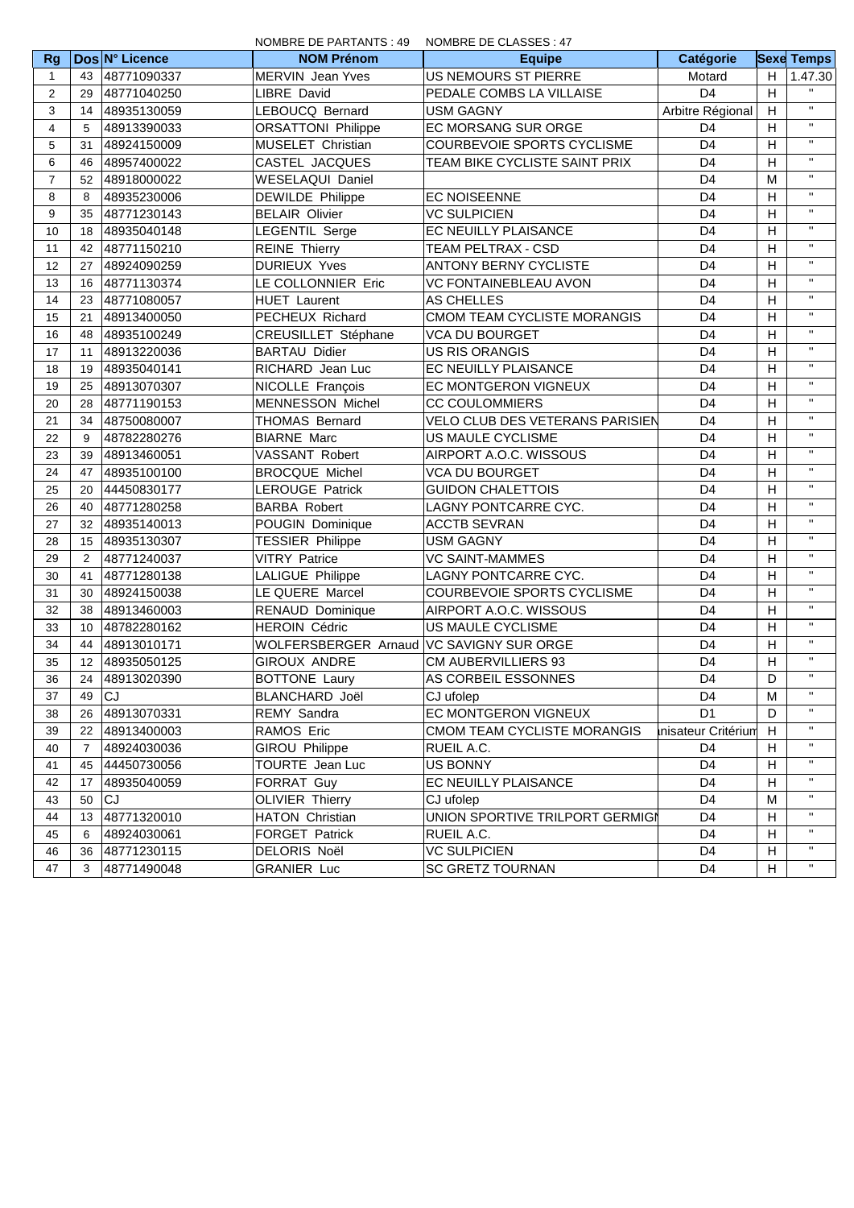NOMBRE DE PARTANTS : 49 NOMBRE DE CLASSES : 47

| Rg | Dos | N° Licence | NOM Prénom | Equipe | Catégorie | Sexe | Temps |
|---|---|---|---|---|---|---|---|
| 1 | 43 | 48771090337 | MERVIN Jean Yves | US NEMOURS ST PIERRE | Motard | H | 1.47.30 |
| 2 | 29 | 48771040250 | LIBRE David | PEDALE COMBS LA VILLAISE | D4 | H | " |
| 3 | 14 | 48935130059 | LEBOUCQ Bernard | USM GAGNY | Arbitre Régional | H | " |
| 4 | 5 | 48913390033 | ORSATTONI Philippe | EC MORSANG SUR ORGE | D4 | H | " |
| 5 | 31 | 48924150009 | MUSELET Christian | COURBEVOIE SPORTS CYCLISME | D4 | H | " |
| 6 | 46 | 48957400022 | CASTEL JACQUES | TEAM BIKE CYCLISTE SAINT PRIX | D4 | H | " |
| 7 | 52 | 48918000022 | WESELAQUI Daniel | | D4 | M | " |
| 8 | 8 | 48935230006 | DEWILDE Philippe | EC NOISEENNE | D4 | H | " |
| 9 | 35 | 48771230143 | BELAIR Olivier | VC SULPICIEN | D4 | H | " |
| 10 | 18 | 48935040148 | LEGENTIL Serge | EC NEUILLY PLAISANCE | D4 | H | " |
| 11 | 42 | 48771150210 | REINE Thierry | TEAM PELTRAX - CSD | D4 | H | " |
| 12 | 27 | 48924090259 | DURIEUX Yves | ANTONY BERNY CYCLISTE | D4 | H | " |
| 13 | 16 | 48771130374 | LE COLLONNIER Eric | VC FONTAINEBLEAU AVON | D4 | H | " |
| 14 | 23 | 48771080057 | HUET Laurent | AS CHELLES | D4 | H | " |
| 15 | 21 | 48913400050 | PECHEUX Richard | CMOM TEAM CYCLISTE MORANGIS | D4 | H | " |
| 16 | 48 | 48935100249 | CREUSILLET Stéphane | VCA DU BOURGET | D4 | H | " |
| 17 | 11 | 48913220036 | BARTAU Didier | US RIS ORANGIS | D4 | H | " |
| 18 | 19 | 48935040141 | RICHARD Jean Luc | EC NEUILLY PLAISANCE | D4 | H | " |
| 19 | 25 | 48913070307 | NICOLLE François | EC MONTGERON VIGNEUX | D4 | H | " |
| 20 | 28 | 48771190153 | MENNESSON Michel | CC COULOMMIERS | D4 | H | " |
| 21 | 34 | 48750080007 | THOMAS Bernard | VELO CLUB DES VETERANS PARISIEN | D4 | H | " |
| 22 | 9 | 48782280276 | BIARNE Marc | US MAULE CYCLISME | D4 | H | " |
| 23 | 39 | 48913460051 | VASSANT Robert | AIRPORT A.O.C. WISSOUS | D4 | H | " |
| 24 | 47 | 48935100100 | BROCQUE Michel | VCA DU BOURGET | D4 | H | " |
| 25 | 20 | 44450830177 | LEROUGE Patrick | GUIDON CHALETTOIS | D4 | H | " |
| 26 | 40 | 48771280258 | BARBA Robert | LAGNY PONTCARRE CYC. | D4 | H | " |
| 27 | 32 | 48935140013 | POUGIN Dominique | ACCTB SEVRAN | D4 | H | " |
| 28 | 15 | 48935130307 | TESSIER Philippe | USM GAGNY | D4 | H | " |
| 29 | 2 | 48771240037 | VITRY Patrice | VC SAINT-MAMMES | D4 | H | " |
| 30 | 41 | 48771280138 | LALIGUE Philippe | LAGNY PONTCARRE CYC. | D4 | H | " |
| 31 | 30 | 48924150038 | LE QUERE Marcel | COURBEVOIE SPORTS CYCLISME | D4 | H | " |
| 32 | 38 | 48913460003 | RENAUD Dominique | AIRPORT A.O.C. WISSOUS | D4 | H | " |
| 33 | 10 | 48782280162 | HEROIN Cédric | US MAULE CYCLISME | D4 | H | " |
| 34 | 44 | 48913010171 | WOLFERSBERGER Arnaud | VC SAVIGNY SUR ORGE | D4 | H | " |
| 35 | 12 | 48935050125 | GIROUX ANDRE | CM AUBERVILLIERS 93 | D4 | H | " |
| 36 | 24 | 48913020390 | BOTTONE Laury | AS CORBEIL ESSONNES | D4 | D | " |
| 37 | 49 | CJ | BLANCHARD Joël | CJ ufolep | D4 | M | " |
| 38 | 26 | 48913070331 | REMY Sandra | EC MONTGERON VIGNEUX | D1 | D | " |
| 39 | 22 | 48913400003 | RAMOS Eric | CMOM TEAM CYCLISTE MORANGIS | nisateur Critérium | H | " |
| 40 | 7 | 48924030036 | GIROU Philippe | RUEIL A.C. | D4 | H | " |
| 41 | 45 | 44450730056 | TOURTE Jean Luc | US BONNY | D4 | H | " |
| 42 | 17 | 48935040059 | FORRAT Guy | EC NEUILLY PLAISANCE | D4 | H | " |
| 43 | 50 | CJ | OLIVIER Thierry | CJ ufolep | D4 | M | " |
| 44 | 13 | 48771320010 | HATON Christian | UNION SPORTIVE TRILPORT GERMIGN | D4 | H | " |
| 45 | 6 | 48924030061 | FORGET Patrick | RUEIL A.C. | D4 | H | " |
| 46 | 36 | 48771230115 | DELORIS Noël | VC SULPICIEN | D4 | H | " |
| 47 | 3 | 48771490048 | GRANIER Luc | SC GRETZ TOURNAN | D4 | H | " |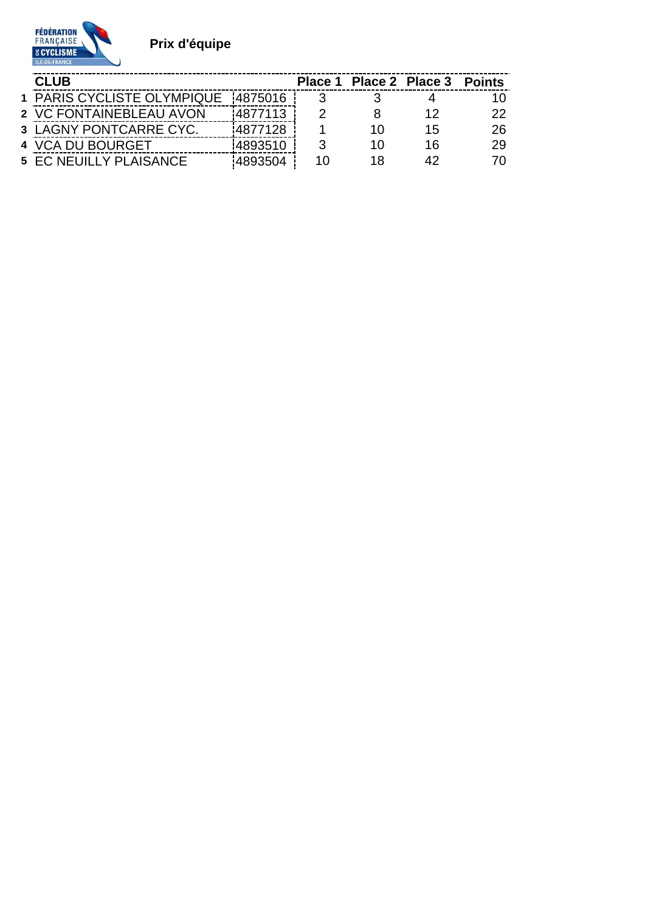## Prix d'équipe

| | CLUB | | Place 1 | Place 2 | Place 3 | Points |
|---|---|---|---|---|---|---|
| 1 | PARIS CYCLISTE OLYMPIQUE | 4875016 | 3 | 3 | 4 | 10 |
| 2 | VC FONTAINEBLEAU AVON | 4877113 | 2 | 8 | 12 | 22 |
| 3 | LAGNY PONTCARRE CYC. | 4877128 | 1 | 10 | 15 | 26 |
| 4 | VCA DU BOURGET | 4893510 | 3 | 10 | 16 | 29 |
| 5 | EC NEUILLY PLAISANCE | 4893504 | 10 | 18 | 42 | 70 |